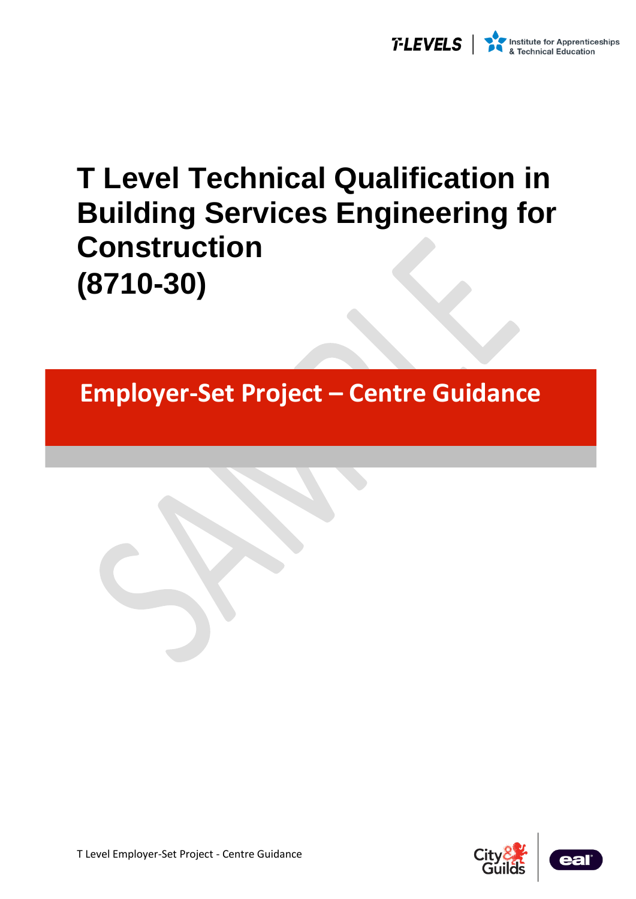# T Level Technical Qualification in Building Services Engineering for Construction (8710-30)

## Employer-Set Project – Centre Guidance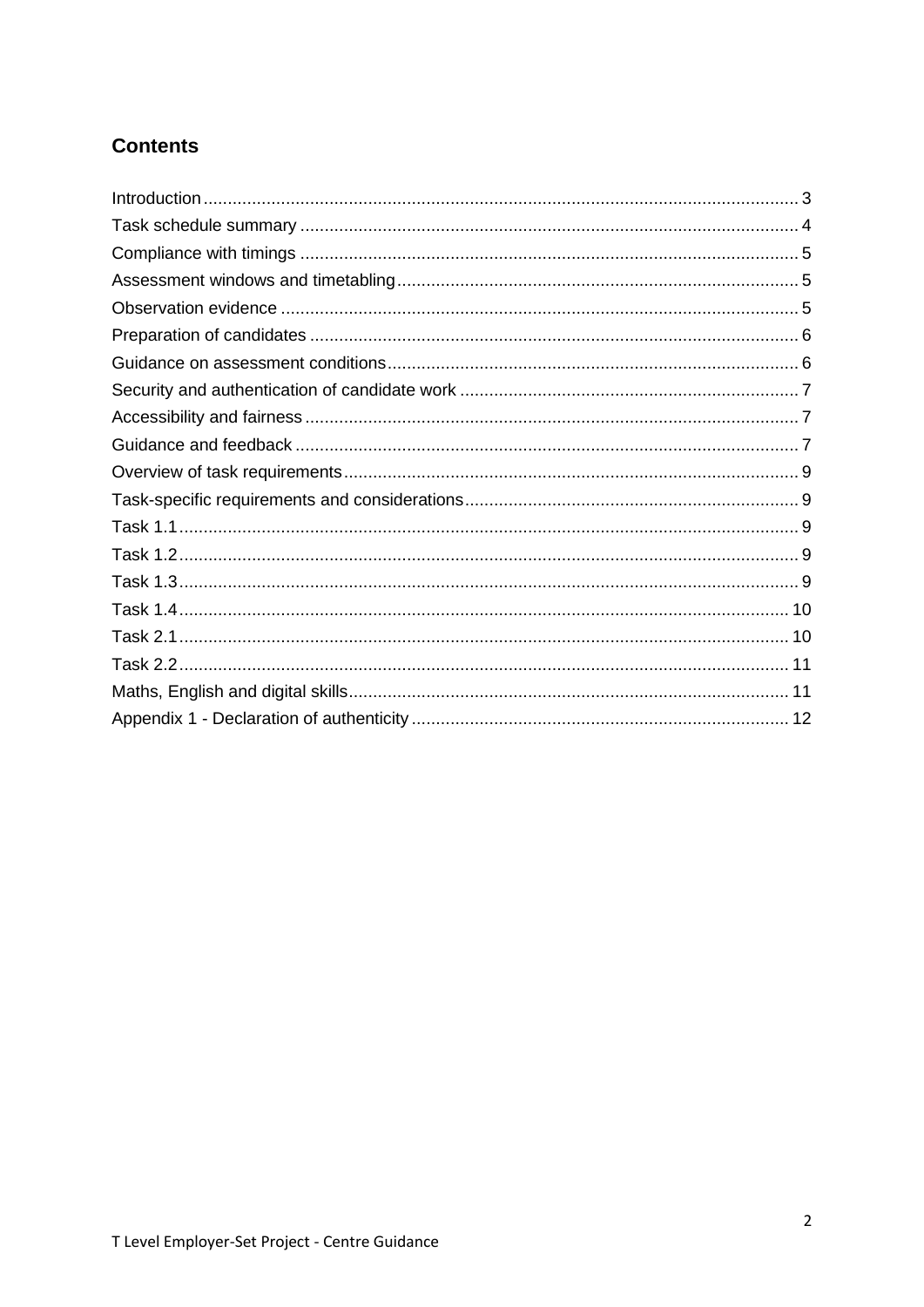## Contents

Introduction .......... 3
Task schedule summary .......... 4
Compliance with timings .......... 5
Assessment windows and timetabling .......... 5
Observation evidence .......... 5
Preparation of candidates .......... 6
Guidance on assessment conditions .......... 6
Security and authentication of candidate work .......... 7
Accessibility and fairness .......... 7
Guidance and feedback .......... 7
Overview of task requirements .......... 9
Task-specific requirements and considerations .......... 9
Task 1.1 .......... 9
Task 1.2 .......... 9
Task 1.3 .......... 9
Task 1.4 .......... 10
Task 2.1 .......... 10
Task 2.2 .......... 11
Maths, English and digital skills .......... 11
Appendix 1 - Declaration of authenticity .......... 12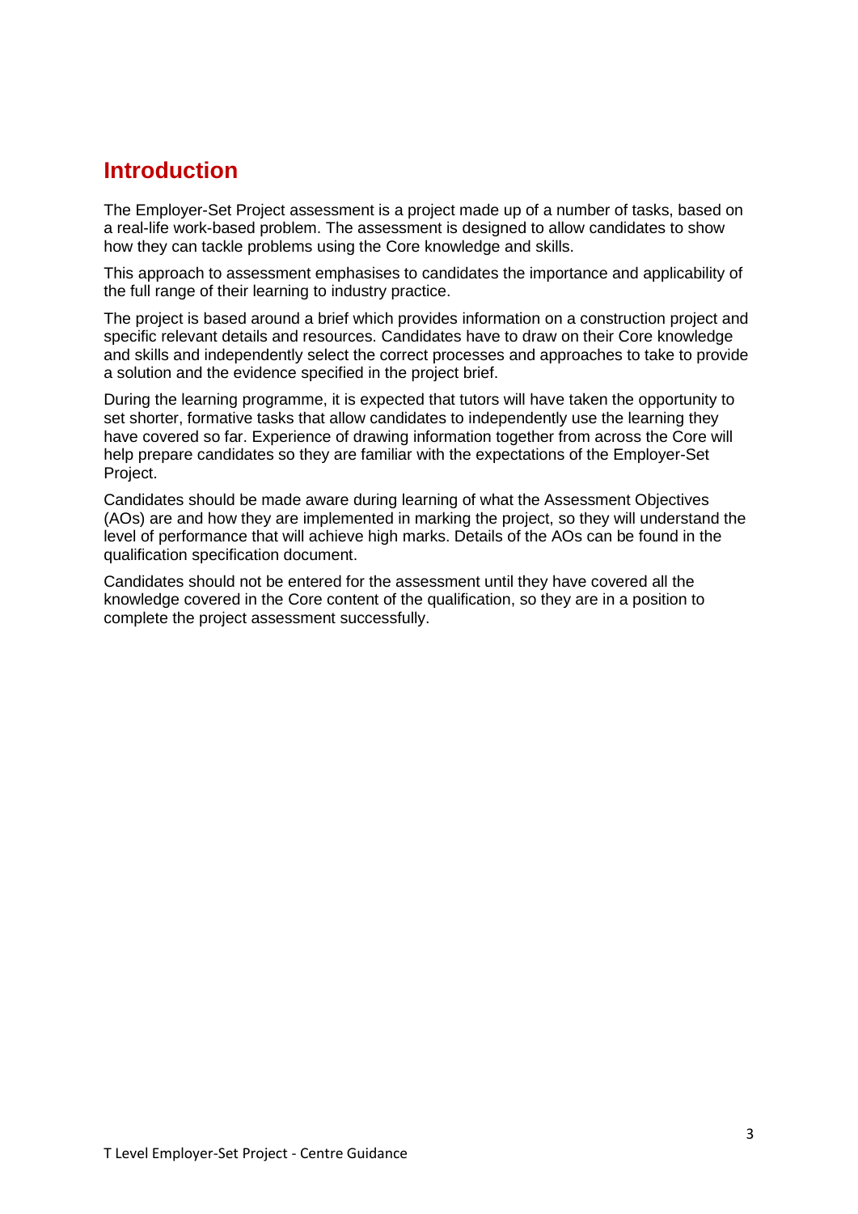## Introduction

The Employer-Set Project assessment is a project made up of a number of tasks, based on a real-life work-based problem. The assessment is designed to allow candidates to show how they can tackle problems using the Core knowledge and skills.

This approach to assessment emphasises to candidates the importance and applicability of the full range of their learning to industry practice.

The project is based around a brief which provides information on a construction project and specific relevant details and resources. Candidates have to draw on their Core knowledge and skills and independently select the correct processes and approaches to take to provide a solution and the evidence specified in the project brief.

During the learning programme, it is expected that tutors will have taken the opportunity to set shorter, formative tasks that allow candidates to independently use the learning they have covered so far. Experience of drawing information together from across the Core will help prepare candidates so they are familiar with the expectations of the Employer-Set Project.

Candidates should be made aware during learning of what the Assessment Objectives (AOs) are and how they are implemented in marking the project, so they will understand the level of performance that will achieve high marks. Details of the AOs can be found in the qualification specification document.

Candidates should not be entered for the assessment until they have covered all the knowledge covered in the Core content of the qualification, so they are in a position to complete the project assessment successfully.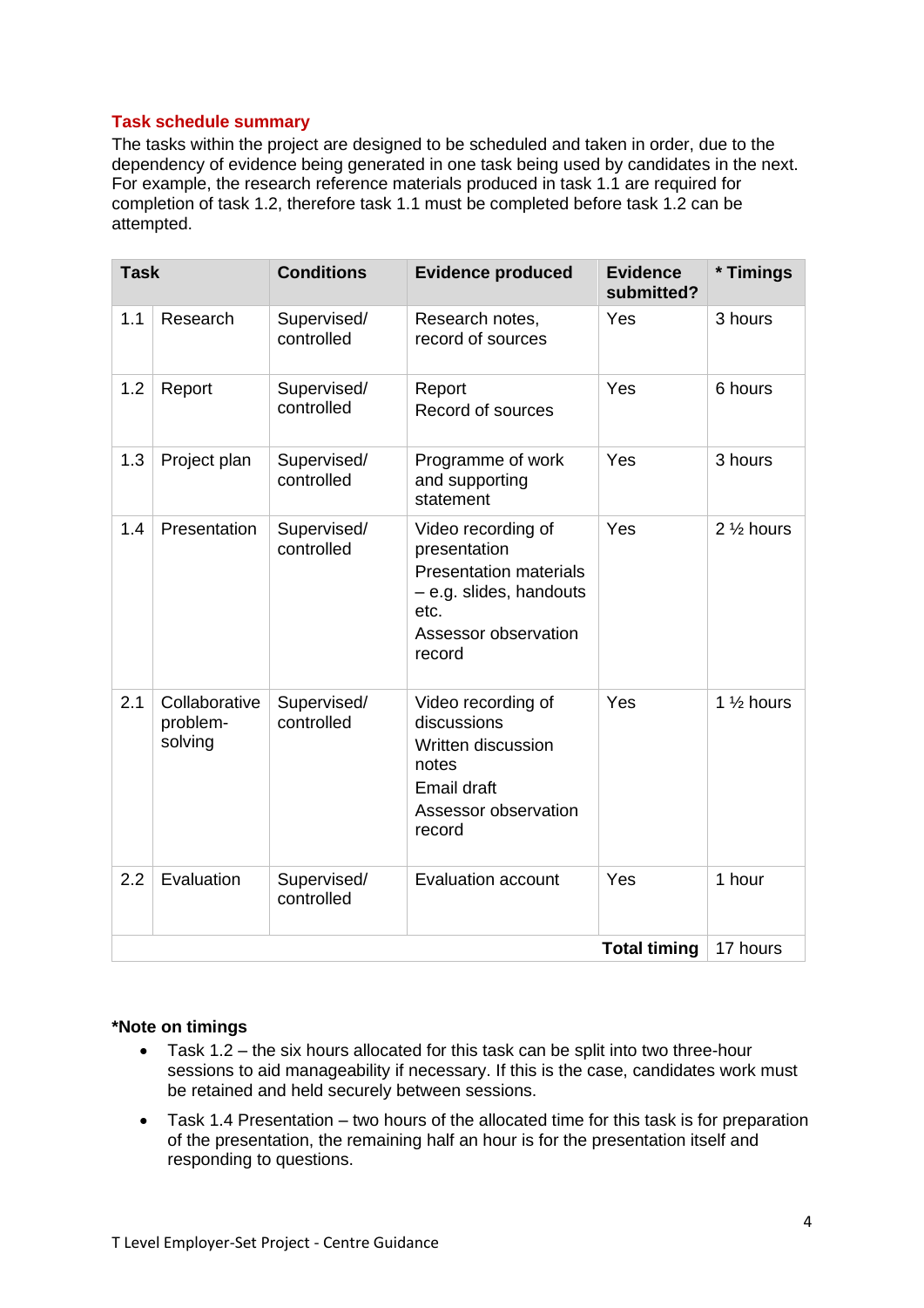## Task schedule summary

The tasks within the project are designed to be scheduled and taken in order, due to the dependency of evidence being generated in one task being used by candidates in the next. For example, the research reference materials produced in task 1.1 are required for completion of task 1.2, therefore task 1.1 must be completed before task 1.2 can be attempted.

| Task | | Conditions | Evidence produced | Evidence submitted? | * Timings |
|---|---|---|---|---|---|
| 1.1 | Research | Supervised/ controlled | Research notes, record of sources | Yes | 3 hours |
| 1.2 | Report | Supervised/ controlled | Report<br>Record of sources | Yes | 6 hours |
| 1.3 | Project plan | Supervised/ controlled | Programme of work and supporting statement | Yes | 3 hours |
| 1.4 | Presentation | Supervised/ controlled | Video recording of presentation<br>Presentation materials – e.g. slides, handouts etc.<br>Assessor observation record | Yes | 2 ½ hours |
| 2.1 | Collaborative problem-solving | Supervised/ controlled | Video recording of discussions<br>Written discussion notes<br>Email draft<br>Assessor observation record | Yes | 1 ½ hours |
| 2.2 | Evaluation | Supervised/ controlled | Evaluation account | Yes | 1 hour |
| | | | | **Total timing** | 17 hours |

**\*Note on timings**

- Task 1.2 – the six hours allocated for this task can be split into two three-hour sessions to aid manageability if necessary. If this is the case, candidates work must be retained and held securely between sessions.
- Task 1.4 Presentation – two hours of the allocated time for this task is for preparation of the presentation, the remaining half an hour is for the presentation itself and responding to questions.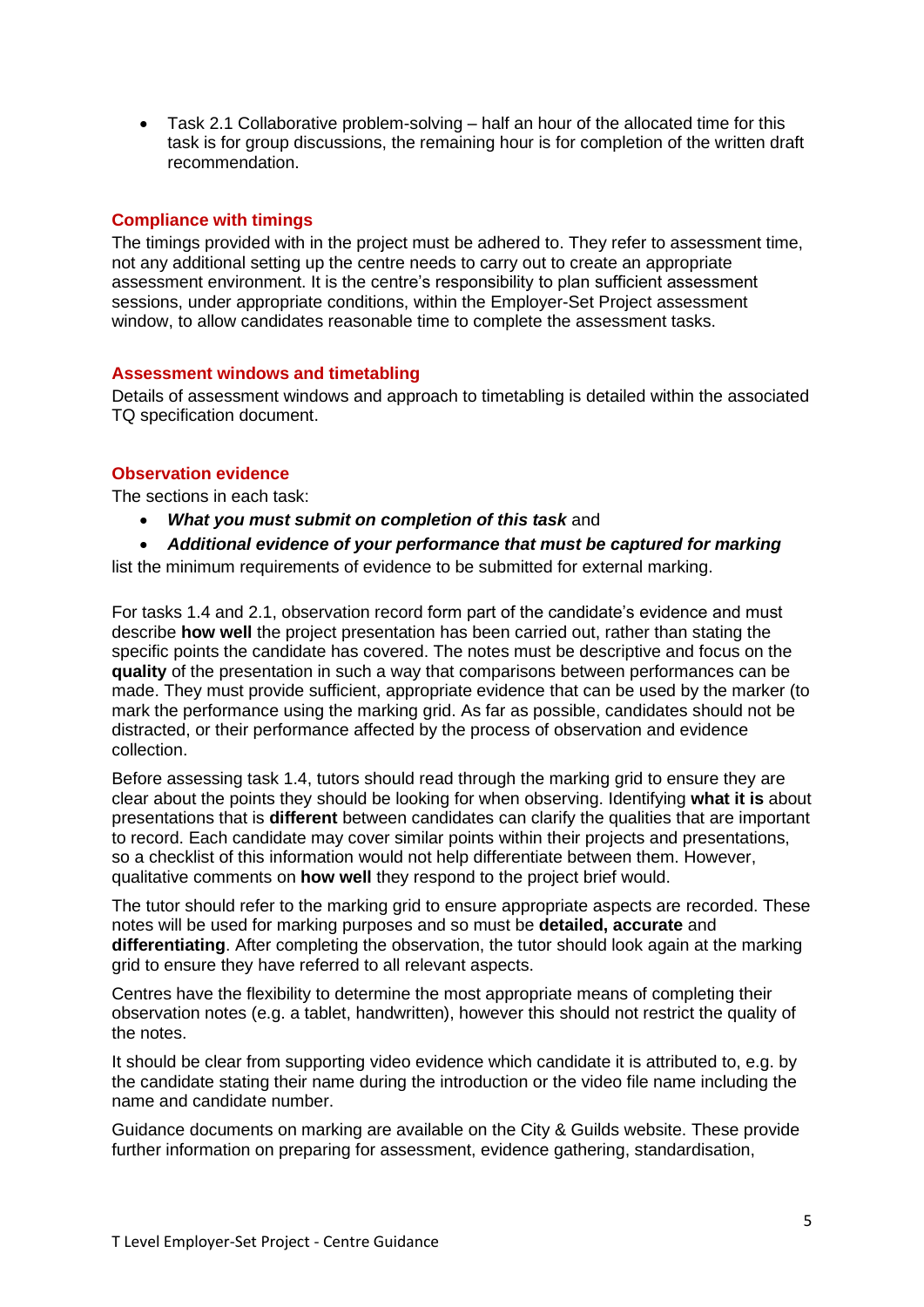- Task 2.1 Collaborative problem-solving – half an hour of the allocated time for this task is for group discussions, the remaining hour is for completion of the written draft recommendation.

### Compliance with timings

The timings provided with in the project must be adhered to. They refer to assessment time, not any additional setting up the centre needs to carry out to create an appropriate assessment environment. It is the centre's responsibility to plan sufficient assessment sessions, under appropriate conditions, within the Employer-Set Project assessment window, to allow candidates reasonable time to complete the assessment tasks.

### Assessment windows and timetabling

Details of assessment windows and approach to timetabling is detailed within the associated TQ specification document.

### Observation evidence

The sections in each task:

- ***What you must submit on completion of this task*** and
- ***Additional evidence of your performance that must be captured for marking***

list the minimum requirements of evidence to be submitted for external marking.

For tasks 1.4 and 2.1, observation record form part of the candidate's evidence and must describe **how well** the project presentation has been carried out, rather than stating the specific points the candidate has covered. The notes must be descriptive and focus on the **quality** of the presentation in such a way that comparisons between performances can be made. They must provide sufficient, appropriate evidence that can be used by the marker (to mark the performance using the marking grid. As far as possible, candidates should not be distracted, or their performance affected by the process of observation and evidence collection.

Before assessing task 1.4, tutors should read through the marking grid to ensure they are clear about the points they should be looking for when observing. Identifying **what it is** about presentations that is **different** between candidates can clarify the qualities that are important to record. Each candidate may cover similar points within their projects and presentations, so a checklist of this information would not help differentiate between them. However, qualitative comments on **how well** they respond to the project brief would.

The tutor should refer to the marking grid to ensure appropriate aspects are recorded. These notes will be used for marking purposes and so must be **detailed, accurate** and **differentiating**. After completing the observation, the tutor should look again at the marking grid to ensure they have referred to all relevant aspects.

Centres have the flexibility to determine the most appropriate means of completing their observation notes (e.g. a tablet, handwritten), however this should not restrict the quality of the notes.

It should be clear from supporting video evidence which candidate it is attributed to, e.g. by the candidate stating their name during the introduction or the video file name including the name and candidate number.

Guidance documents on marking are available on the City & Guilds website. These provide further information on preparing for assessment, evidence gathering, standardisation,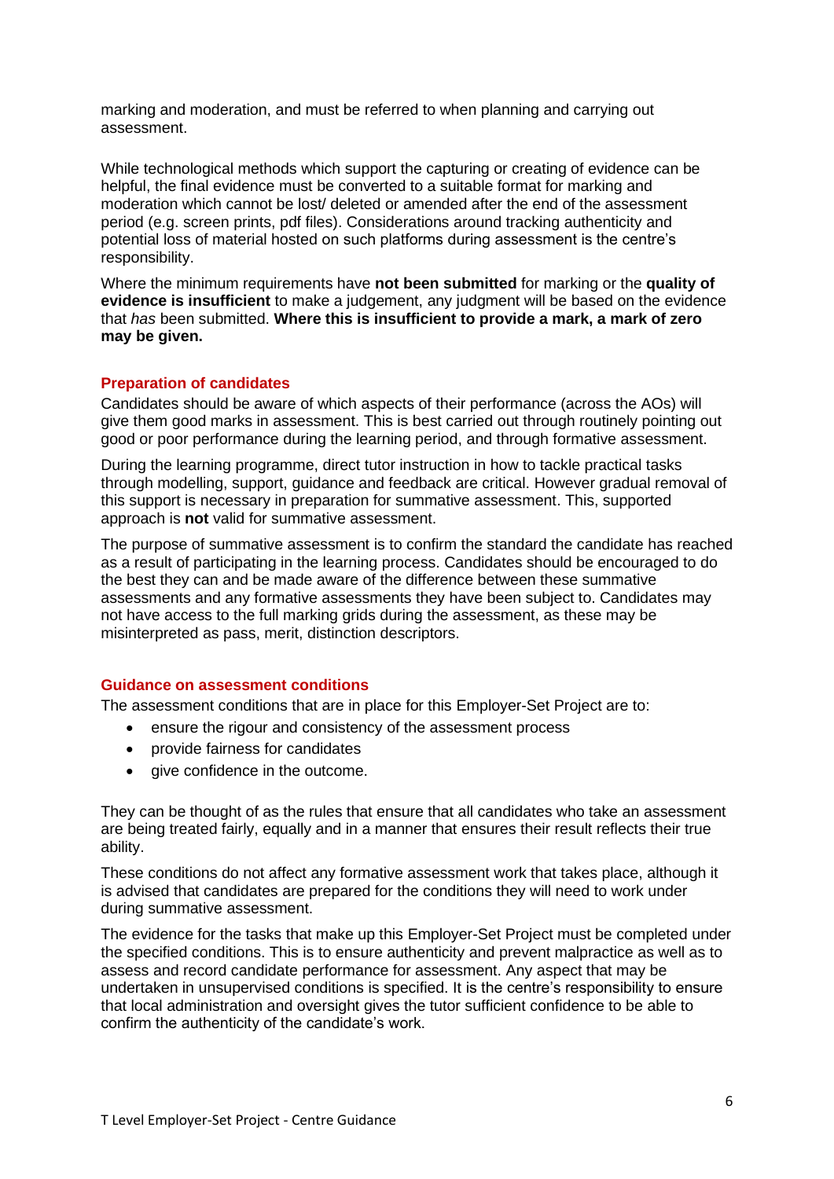marking and moderation, and must be referred to when planning and carrying out assessment.

While technological methods which support the capturing or creating of evidence can be helpful, the final evidence must be converted to a suitable format for marking and moderation which cannot be lost/ deleted or amended after the end of the assessment period (e.g. screen prints, pdf files). Considerations around tracking authenticity and potential loss of material hosted on such platforms during assessment is the centre's responsibility.

Where the minimum requirements have **not been submitted** for marking or the **quality of evidence is insufficient** to make a judgement, any judgment will be based on the evidence that *has* been submitted. **Where this is insufficient to provide a mark, a mark of zero may be given.**

## Preparation of candidates

Candidates should be aware of which aspects of their performance (across the AOs) will give them good marks in assessment. This is best carried out through routinely pointing out good or poor performance during the learning period, and through formative assessment.

During the learning programme, direct tutor instruction in how to tackle practical tasks through modelling, support, guidance and feedback are critical. However gradual removal of this support is necessary in preparation for summative assessment. This, supported approach is **not** valid for summative assessment.

The purpose of summative assessment is to confirm the standard the candidate has reached as a result of participating in the learning process. Candidates should be encouraged to do the best they can and be made aware of the difference between these summative assessments and any formative assessments they have been subject to. Candidates may not have access to the full marking grids during the assessment, as these may be misinterpreted as pass, merit, distinction descriptors.

## Guidance on assessment conditions

The assessment conditions that are in place for this Employer-Set Project are to:

- ensure the rigour and consistency of the assessment process
- provide fairness for candidates
- give confidence in the outcome.

They can be thought of as the rules that ensure that all candidates who take an assessment are being treated fairly, equally and in a manner that ensures their result reflects their true ability.

These conditions do not affect any formative assessment work that takes place, although it is advised that candidates are prepared for the conditions they will need to work under during summative assessment.

The evidence for the tasks that make up this Employer-Set Project must be completed under the specified conditions. This is to ensure authenticity and prevent malpractice as well as to assess and record candidate performance for assessment. Any aspect that may be undertaken in unsupervised conditions is specified. It is the centre's responsibility to ensure that local administration and oversight gives the tutor sufficient confidence to be able to confirm the authenticity of the candidate's work.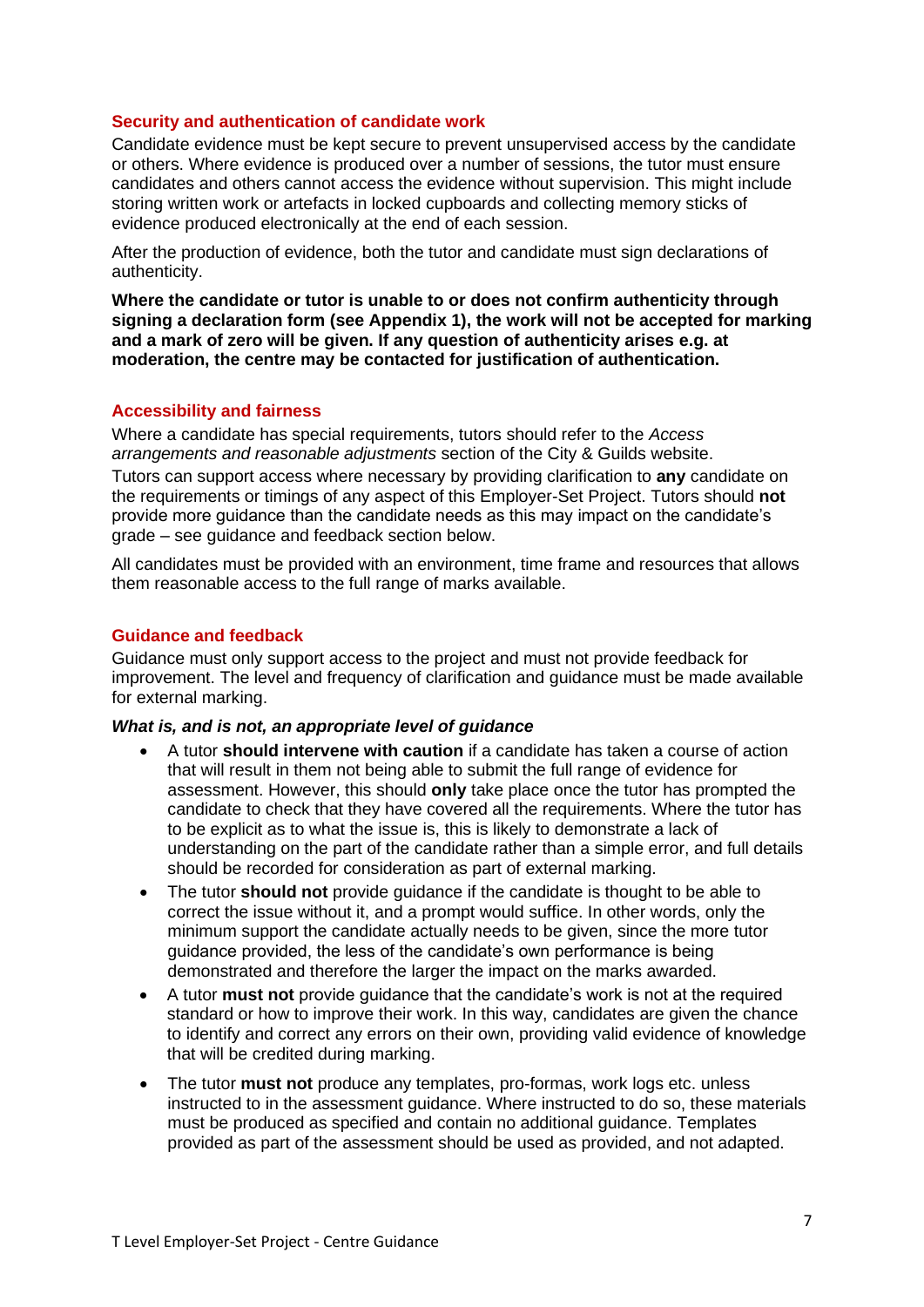## Security and authentication of candidate work

Candidate evidence must be kept secure to prevent unsupervised access by the candidate or others. Where evidence is produced over a number of sessions, the tutor must ensure candidates and others cannot access the evidence without supervision. This might include storing written work or artefacts in locked cupboards and collecting memory sticks of evidence produced electronically at the end of each session.

After the production of evidence, both the tutor and candidate must sign declarations of authenticity.

**Where the candidate or tutor is unable to or does not confirm authenticity through signing a declaration form (see Appendix 1), the work will not be accepted for marking and a mark of zero will be given. If any question of authenticity arises e.g. at moderation, the centre may be contacted for justification of authentication.**

## Accessibility and fairness

Where a candidate has special requirements, tutors should refer to the *Access arrangements and reasonable adjustments* section of the City & Guilds website.

Tutors can support access where necessary by providing clarification to **any** candidate on the requirements or timings of any aspect of this Employer-Set Project. Tutors should **not** provide more guidance than the candidate needs as this may impact on the candidate's grade – see guidance and feedback section below.

All candidates must be provided with an environment, time frame and resources that allows them reasonable access to the full range of marks available.

## Guidance and feedback

Guidance must only support access to the project and must not provide feedback for improvement. The level and frequency of clarification and guidance must be made available for external marking.

### *What is, and is not, an appropriate level of guidance*

- A tutor **should intervene with caution** if a candidate has taken a course of action that will result in them not being able to submit the full range of evidence for assessment. However, this should **only** take place once the tutor has prompted the candidate to check that they have covered all the requirements. Where the tutor has to be explicit as to what the issue is, this is likely to demonstrate a lack of understanding on the part of the candidate rather than a simple error, and full details should be recorded for consideration as part of external marking.
- The tutor **should not** provide guidance if the candidate is thought to be able to correct the issue without it, and a prompt would suffice. In other words, only the minimum support the candidate actually needs to be given, since the more tutor guidance provided, the less of the candidate's own performance is being demonstrated and therefore the larger the impact on the marks awarded.
- A tutor **must not** provide guidance that the candidate's work is not at the required standard or how to improve their work. In this way, candidates are given the chance to identify and correct any errors on their own, providing valid evidence of knowledge that will be credited during marking.
- The tutor **must not** produce any templates, pro-formas, work logs etc. unless instructed to in the assessment guidance. Where instructed to do so, these materials must be produced as specified and contain no additional guidance. Templates provided as part of the assessment should be used as provided, and not adapted.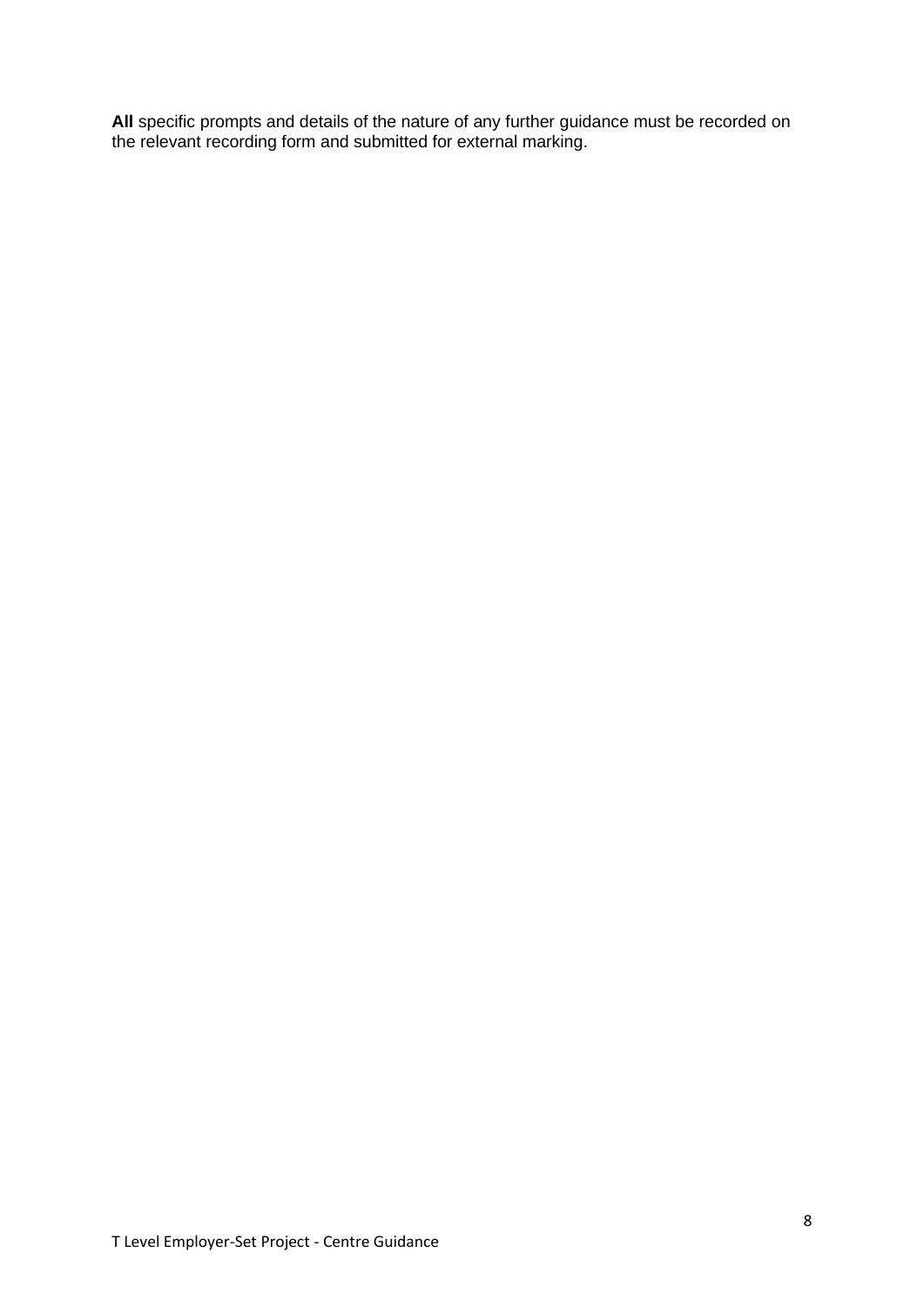**All** specific prompts and details of the nature of any further guidance must be recorded on the relevant recording form and submitted for external marking.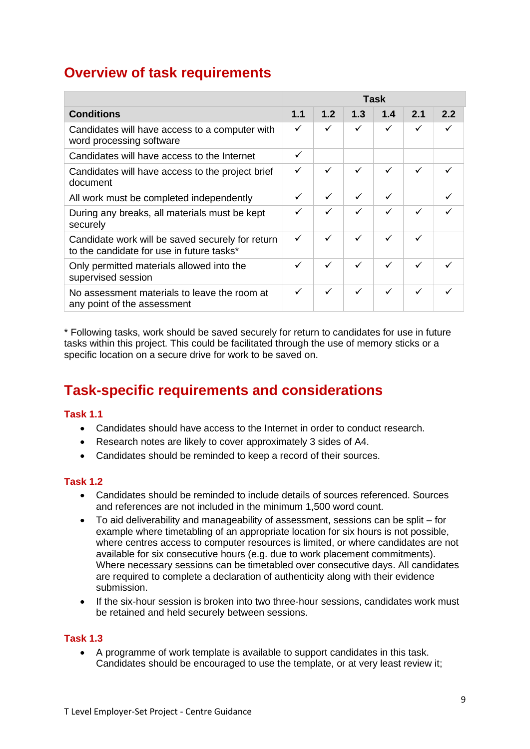## Overview of task requirements

| Conditions | Task | | | | | |
|---|---|---|---|---|---|---|
| | 1.1 | 1.2 | 1.3 | 1.4 | 2.1 | 2.2 |
| Candidates will have access to a computer with word processing software | ✓ | ✓ | ✓ | ✓ | ✓ | ✓ |
| Candidates will have access to the Internet | ✓ | | | | | |
| Candidates will have access to the project brief document | ✓ | ✓ | ✓ | ✓ | ✓ | ✓ |
| All work must be completed independently | ✓ | ✓ | ✓ | ✓ | | ✓ |
| During any breaks, all materials must be kept securely | ✓ | ✓ | ✓ | ✓ | ✓ | ✓ |
| Candidate work will be saved securely for return to the candidate for use in future tasks* | ✓ | ✓ | ✓ | ✓ | ✓ | |
| Only permitted materials allowed into the supervised session | ✓ | ✓ | ✓ | ✓ | ✓ | ✓ |
| No assessment materials to leave the room at any point of the assessment | ✓ | ✓ | ✓ | ✓ | ✓ | ✓ |

* Following tasks, work should be saved securely for return to candidates for use in future tasks within this project. This could be facilitated through the use of memory sticks or a specific location on a secure drive for work to be saved on.

## Task-specific requirements and considerations

### Task 1.1

- Candidates should have access to the Internet in order to conduct research.
- Research notes are likely to cover approximately 3 sides of A4.
- Candidates should be reminded to keep a record of their sources.

### Task 1.2

- Candidates should be reminded to include details of sources referenced. Sources and references are not included in the minimum 1,500 word count.
- To aid deliverability and manageability of assessment, sessions can be split – for example where timetabling of an appropriate location for six hours is not possible, where centres access to computer resources is limited, or where candidates are not available for six consecutive hours (e.g. due to work placement commitments). Where necessary sessions can be timetabled over consecutive days. All candidates are required to complete a declaration of authenticity along with their evidence submission.
- If the six-hour session is broken into two three-hour sessions, candidates work must be retained and held securely between sessions.

### Task 1.3

- A programme of work template is available to support candidates in this task. Candidates should be encouraged to use the template, or at very least review it;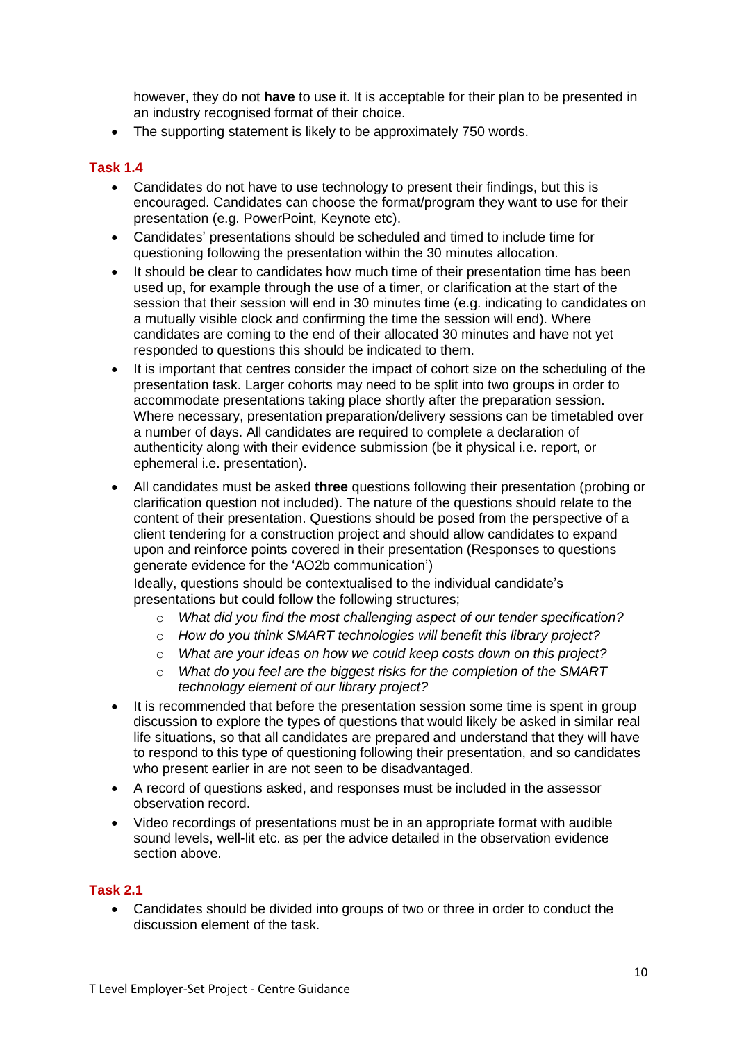however, they do not **have** to use it. It is acceptable for their plan to be presented in an industry recognised format of their choice.

- The supporting statement is likely to be approximately 750 words.

## Task 1.4

- Candidates do not have to use technology to present their findings, but this is encouraged. Candidates can choose the format/program they want to use for their presentation (e.g. PowerPoint, Keynote etc).
- Candidates' presentations should be scheduled and timed to include time for questioning following the presentation within the 30 minutes allocation.
- It should be clear to candidates how much time of their presentation time has been used up, for example through the use of a timer, or clarification at the start of the session that their session will end in 30 minutes time (e.g. indicating to candidates on a mutually visible clock and confirming the time the session will end). Where candidates are coming to the end of their allocated 30 minutes and have not yet responded to questions this should be indicated to them.
- It is important that centres consider the impact of cohort size on the scheduling of the presentation task. Larger cohorts may need to be split into two groups in order to accommodate presentations taking place shortly after the preparation session. Where necessary, presentation preparation/delivery sessions can be timetabled over a number of days. All candidates are required to complete a declaration of authenticity along with their evidence submission (be it physical i.e. report, or ephemeral i.e. presentation).
- All candidates must be asked **three** questions following their presentation (probing or clarification question not included). The nature of the questions should relate to the content of their presentation. Questions should be posed from the perspective of a client tendering for a construction project and should allow candidates to expand upon and reinforce points covered in their presentation (Responses to questions generate evidence for the 'AO2b communication')

  Ideally, questions should be contextualised to the individual candidate's presentations but could follow the following structures;
  - *What did you find the most challenging aspect of our tender specification?*
  - *How do you think SMART technologies will benefit this library project?*
  - *What are your ideas on how we could keep costs down on this project?*
  - *What do you feel are the biggest risks for the completion of the SMART technology element of our library project?*
- It is recommended that before the presentation session some time is spent in group discussion to explore the types of questions that would likely be asked in similar real life situations, so that all candidates are prepared and understand that they will have to respond to this type of questioning following their presentation, and so candidates who present earlier in are not seen to be disadvantaged.
- A record of questions asked, and responses must be included in the assessor observation record.
- Video recordings of presentations must be in an appropriate format with audible sound levels, well-lit etc. as per the advice detailed in the observation evidence section above.

## Task 2.1

- Candidates should be divided into groups of two or three in order to conduct the discussion element of the task.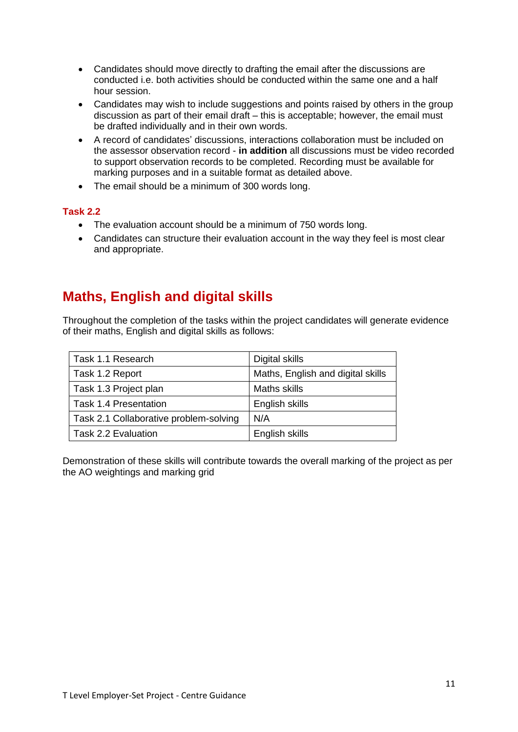- Candidates should move directly to drafting the email after the discussions are conducted i.e. both activities should be conducted within the same one and a half hour session.
- Candidates may wish to include suggestions and points raised by others in the group discussion as part of their email draft – this is acceptable; however, the email must be drafted individually and in their own words.
- A record of candidates' discussions, interactions collaboration must be included on the assessor observation record - **in addition** all discussions must be video recorded to support observation records to be completed. Recording must be available for marking purposes and in a suitable format as detailed above.
- The email should be a minimum of 300 words long.

### Task 2.2

- The evaluation account should be a minimum of 750 words long.
- Candidates can structure their evaluation account in the way they feel is most clear and appropriate.

## Maths, English and digital skills

Throughout the completion of the tasks within the project candidates will generate evidence of their maths, English and digital skills as follows:

| Task | Skills |
|---|---|
| Task 1.1 Research | Digital skills |
| Task 1.2 Report | Maths, English and digital skills |
| Task 1.3 Project plan | Maths skills |
| Task 1.4 Presentation | English skills |
| Task 2.1 Collaborative problem-solving | N/A |
| Task 2.2 Evaluation | English skills |

Demonstration of these skills will contribute towards the overall marking of the project as per the AO weightings and marking grid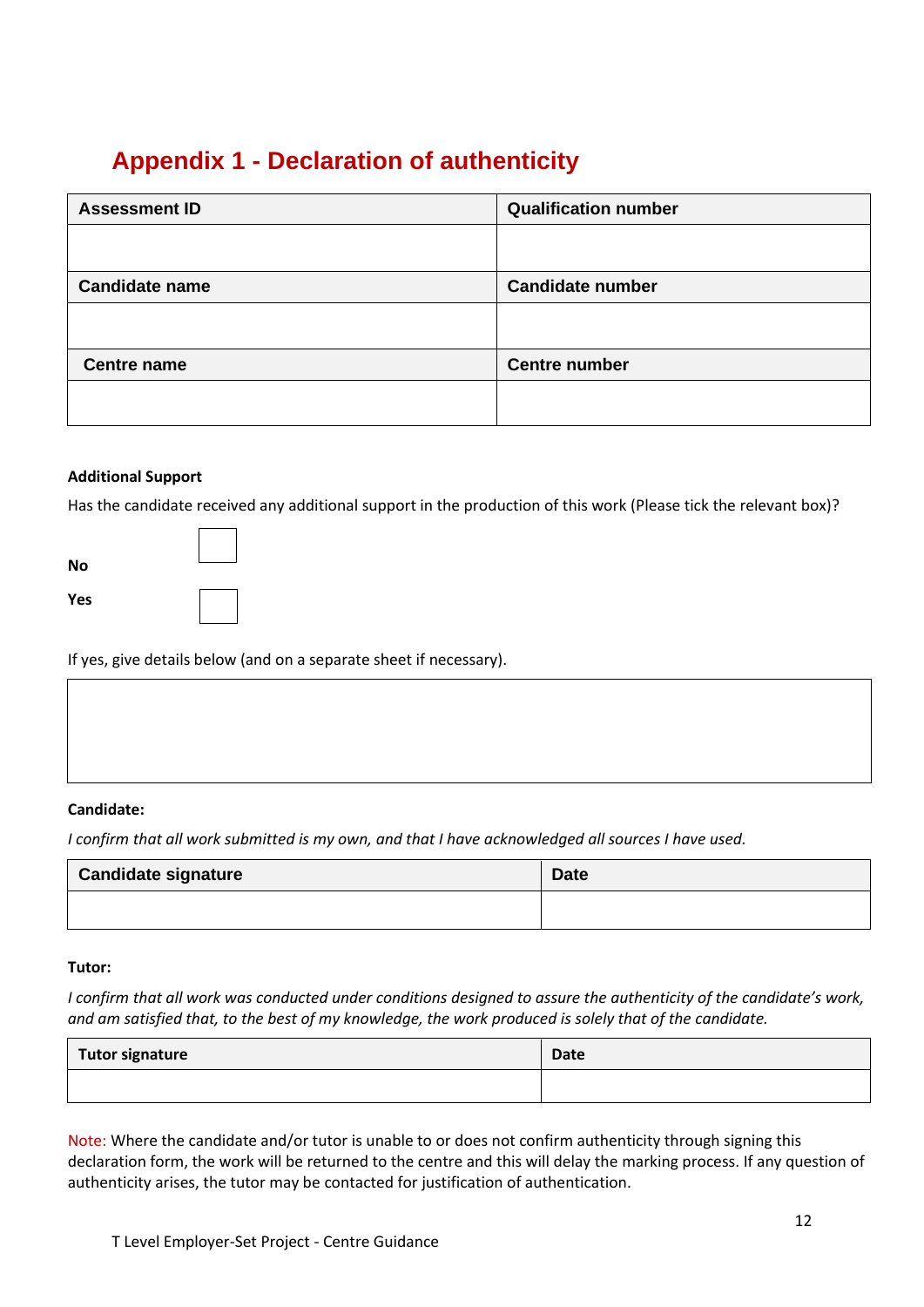# Appendix 1 - Declaration of authenticity

| Assessment ID | Qualification number |
|---|---|
| | |
| **Candidate name** | **Candidate number** |
| | |
| **Centre name** | **Centre number** |
| | |

**Additional Support**

Has the candidate received any additional support in the production of this work (Please tick the relevant box)?

**No** ☐

**Yes** ☐

If yes, give details below (and on a separate sheet if necessary).

| |
|---|
| |

**Candidate:**

*I confirm that all work submitted is my own, and that I have acknowledged all sources I have used.*

| Candidate signature | Date |
|---|---|
| | |

**Tutor:**

*I confirm that all work was conducted under conditions designed to assure the authenticity of the candidate's work, and am satisfied that, to the best of my knowledge, the work produced is solely that of the candidate.*

| Tutor signature | Date |
|---|---|
| | |

Note: Where the candidate and/or tutor is unable to or does not confirm authenticity through signing this declaration form, the work will be returned to the centre and this will delay the marking process. If any question of authenticity arises, the tutor may be contacted for justification of authentication.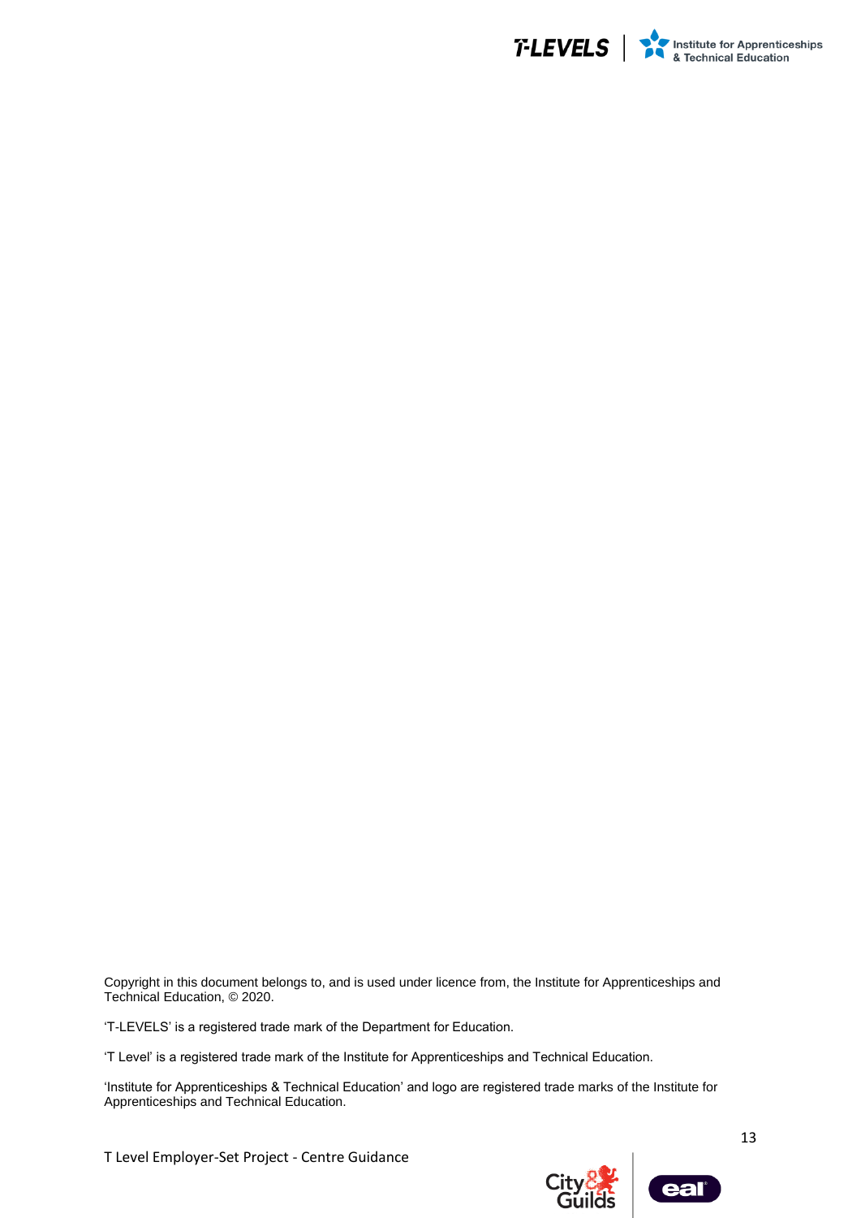Copyright in this document belongs to, and is used under licence from, the Institute for Apprenticeships and Technical Education, © 2020.

'T-LEVELS' is a registered trade mark of the Department for Education.

'T Level' is a registered trade mark of the Institute for Apprenticeships and Technical Education.

'Institute for Apprenticeships & Technical Education' and logo are registered trade marks of the Institute for Apprenticeships and Technical Education.